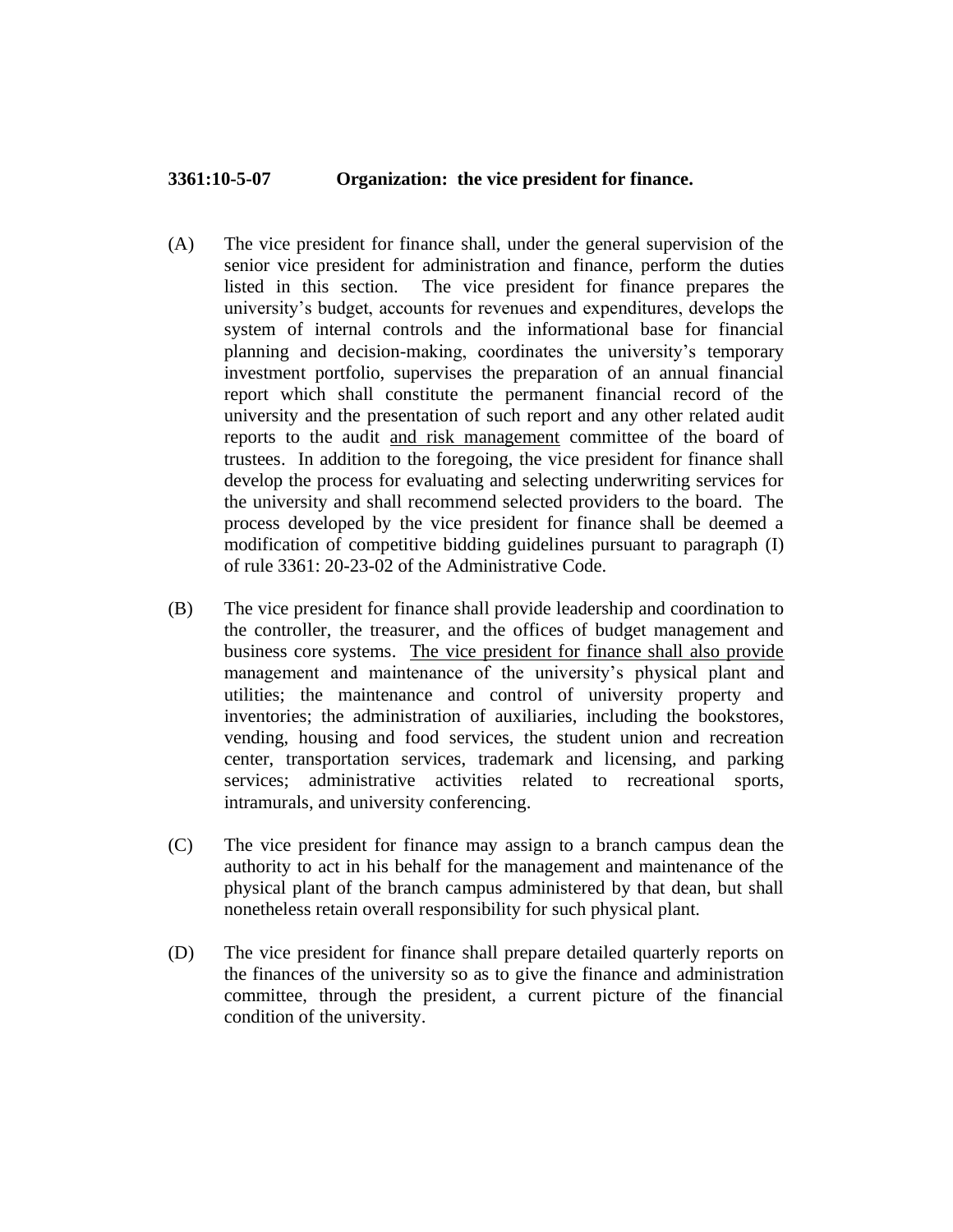**3361:10-5-07 Organization: the vice president for finance.**

(A) The vice president for finance shall, under the general supervision of the senior vice president for administration and finance, perform the duties listed in this section. The vice president for finance prepares the university's budget, accounts for revenues and expenditures, develops the system of internal controls and the informational base for financial planning and decision-making, coordinates the university's temporary investment portfolio, supervises the preparation of an annual financial report which shall constitute the permanent financial record of the university and the presentation of such report and any other related audit reports to the audit <u>and risk management</u> committee of the board of trustees. In addition to the foregoing, the vice president for finance shall develop the process for evaluating and selecting underwriting services for the university and shall recommend selected providers to the board. The process developed by the vice president for finance shall be deemed a modification of competitive bidding guidelines pursuant to paragraph (I) of rule 3361: 20-23-02 of the Administrative Code.

(B) The vice president for finance shall provide leadership and coordination to the controller, the treasurer, and the offices of budget management and business core systems. <u>The vice president for finance shall also provide</u> management and maintenance of the university's physical plant and utilities; the maintenance and control of university property and inventories; the administration of auxiliaries, including the bookstores, vending, housing and food services, the student union and recreation center, transportation services, trademark and licensing, and parking services; administrative activities related to recreational sports, intramurals, and university conferencing.

(C) The vice president for finance may assign to a branch campus dean the authority to act in his behalf for the management and maintenance of the physical plant of the branch campus administered by that dean, but shall nonetheless retain overall responsibility for such physical plant.

(D) The vice president for finance shall prepare detailed quarterly reports on the finances of the university so as to give the finance and administration committee, through the president, a current picture of the financial condition of the university.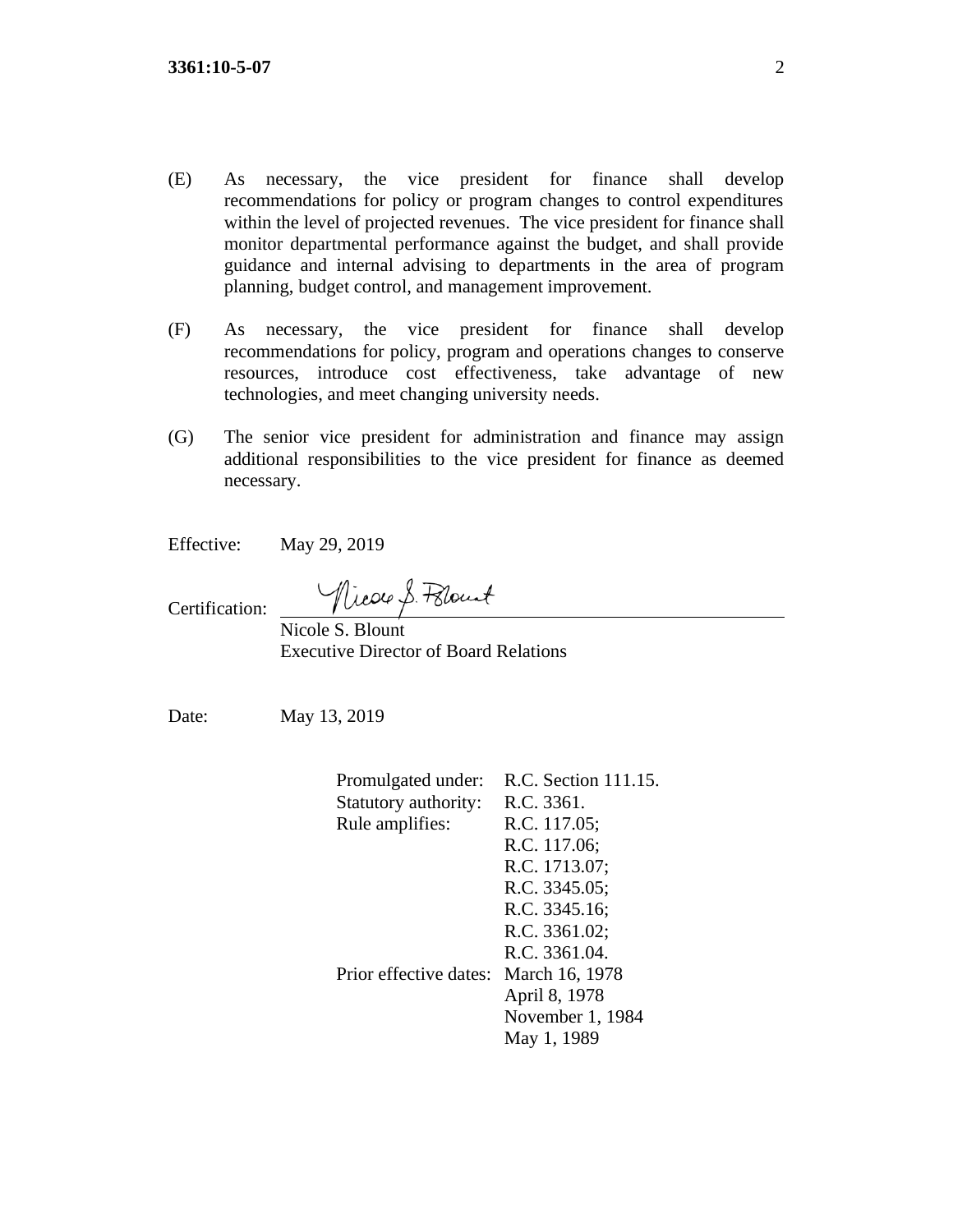(E) As necessary, the vice president for finance shall develop recommendations for policy or program changes to control expenditures within the level of projected revenues. The vice president for finance shall monitor departmental performance against the budget, and shall provide guidance and internal advising to departments in the area of program planning, budget control, and management improvement.

(F) As necessary, the vice president for finance shall develop recommendations for policy, program and operations changes to conserve resources, introduce cost effectiveness, take advantage of new technologies, and meet changing university needs.

(G) The senior vice president for administration and finance may assign additional responsibilities to the vice president for finance as deemed necessary.

Effective: May 29, 2019

Certification: Nicole S. Blount

Nicole S. Blount
Executive Director of Board Relations

Date: May 13, 2019

| | |
|---|---|
| Promulgated under: | R.C. Section 111.15. |
| Statutory authority: | R.C. 3361. |
| Rule amplifies: | R.C. 117.05; |
| | R.C. 117.06; |
| | R.C. 1713.07; |
| | R.C. 3345.05; |
| | R.C. 3345.16; |
| | R.C. 3361.02; |
| | R.C. 3361.04. |
| Prior effective dates: | March 16, 1978 |
| | April 8, 1978 |
| | November 1, 1984 |
| | May 1, 1989 |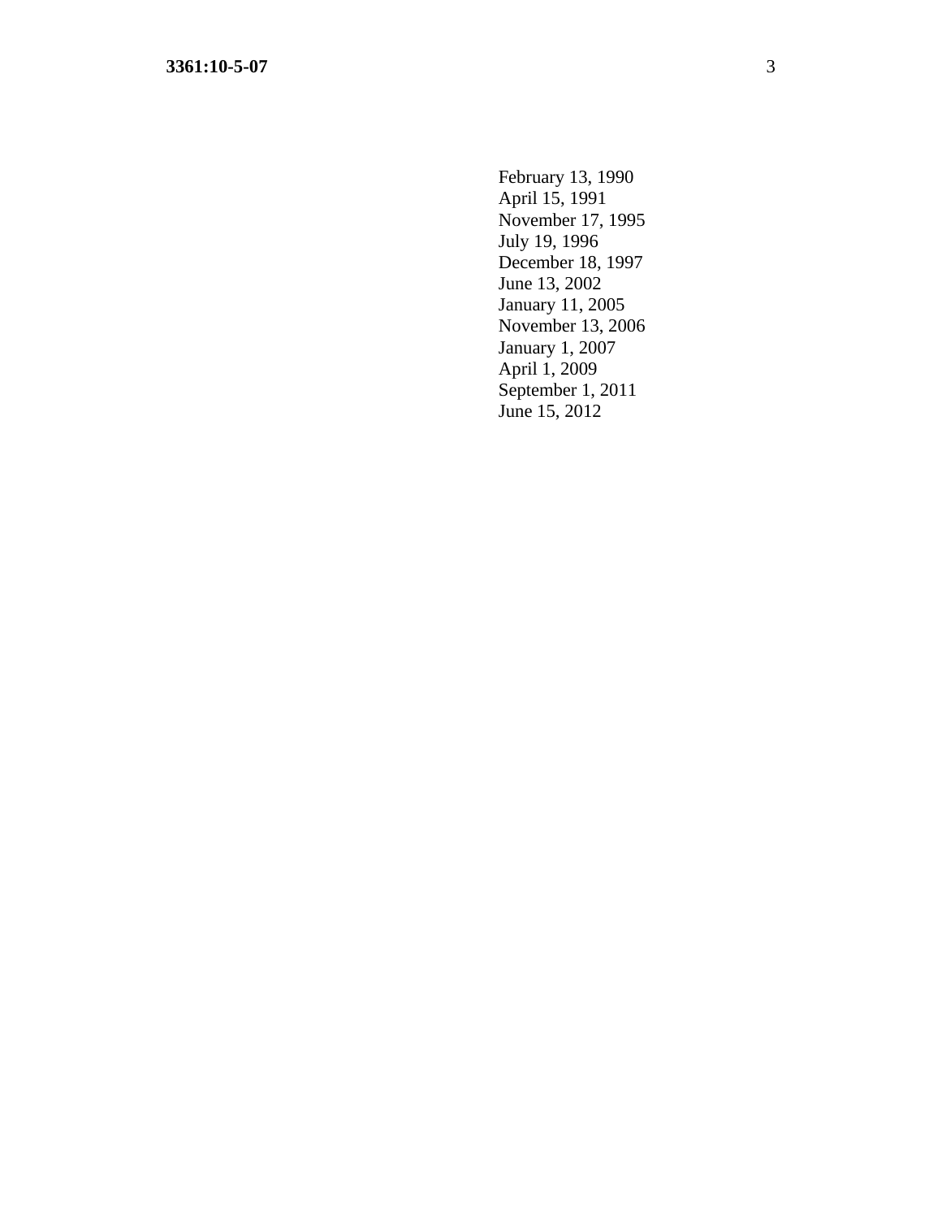February 13, 1990
April 15, 1991
November 17, 1995
July 19, 1996
December 18, 1997
June 13, 2002
January 11, 2005
November 13, 2006
January 1, 2007
April 1, 2009
September 1, 2011
June 15, 2012